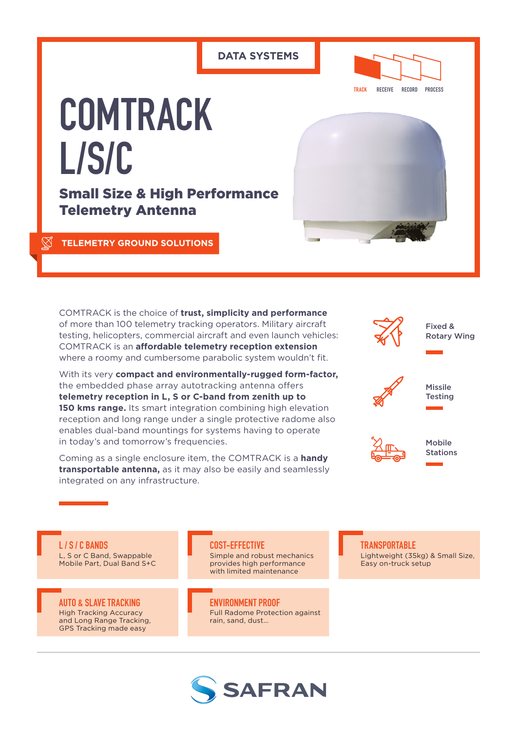DATA SYSTEMS

TRACK RECEIVE RECORD PROCESS

# COMTRACK L/S/C

## Small Size & High Performance Telemetry Antenna

TELEMETRY GROUND SOLUTIONS

COMTRACK is the choice of **trust, simplicity and performance** of more than 100 telemetry tracking operators. Military aircraft testing, helicopters, commercial aircraft and even launch vehicles: COMTRACK is an **affordable telemetry reception extension** where a roomy and cumbersome parabolic system wouldn't fit.

With its very **compact and environmentally-rugged form-factor,** the embedded phase array autotracking antenna offers **telemetry reception in L, S or C-band from zenith up to 150 kms range.** Its smart integration combining high elevation reception and long range under a single protective radome also enables dual-band mountings for systems having to operate in today's and tomorrow's frequencies.

Coming as a single enclosure item, the COMTRACK is a **handy transportable antenna,** as it may also be easily and seamlessly integrated on any infrastructure.

- Fixed & Rotary Wing
- Missile Testing
- Mobile Stations

### L / S / C BANDS
L, S or C Band, Swappable Mobile Part, Dual Band S+C

### COST-EFFECTIVE
Simple and robust mechanics provides high performance with limited maintenance

### TRANSPORTABLE
Lightweight (35kg) & Small Size, Easy on-truck setup

### AUTO & SLAVE TRACKING
High Tracking Accuracy and Long Range Tracking, GPS Tracking made easy

### ENVIRONMENT PROOF
Full Radome Protection against rain, sand, dust...

SAFRAN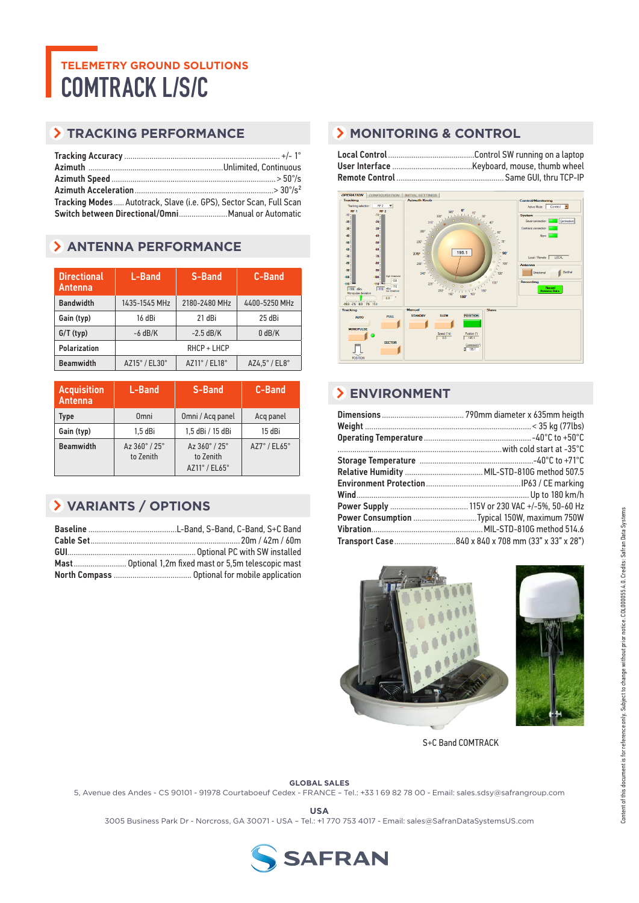TELEMETRY GROUND SOLUTIONS

# COMTRACK L/S/C

## TRACKING PERFORMANCE

**Tracking Accuracy** ........ +/- 1°
**Azimuth** ........ Unlimited, Continuous
**Azimuth Speed** ........ > 50°/s
**Azimuth Acceleration** ........ > 30°/s²
**Tracking Modes** ..... Autotrack, Slave (i.e. GPS), Sector Scan, Full Scan
**Switch between Directional/Omni** ........ Manual or Automatic

## ANTENNA PERFORMANCE

| Directional Antenna | L-Band | S-Band | C-Band |
|---|---|---|---|
| **Bandwidth** | 1435-1545 MHz | 2180-2480 MHz | 4400-5250 MHz |
| **Gain (typ)** | 16 dBi | 21 dBi | 25 dBi |
| **G/T (typ)** | -6 dB/K | -2.5 dB/K | 0 dB/K |
| **Polarization** | RHCP + LHCP | | |
| **Beamwidth** | AZ15° / EL30° | AZ11° / EL18° | AZ4,5° / EL8° |

| Acquisition Antenna | L-Band | S-Band | C-Band |
|---|---|---|---|
| **Type** | Omni | Omni / Acq panel | Acq panel |
| **Gain (typ)** | 1,5 dBi | 1,5 dBi / 15 dBi | 15 dBi |
| **Beamwidth** | Az 360° / 25° to Zenith | Az 360° / 25° to Zenith AZ11° / EL65° | AZ7° / EL65° |

## VARIANTS / OPTIONS

**Baseline** ........ L-Band, S-Band, C-Band, S+C Band
**Cable Set** ........ 20m / 42m / 60m
**GUI** ........ Optional PC with SW installed
**Mast** ........ Optional 1,2m fixed mast or 5,5m telescopic mast
**North Compass** ........ Optional for mobile application

## MONITORING & CONTROL

**Local Control** ........ Control SW running on a laptop
**User Interface** ........ Keyboard, mouse, thumb wheel
**Remote Control** ........ Same GUI, thru TCP-IP

## ENVIRONMENT

**Dimensions** ........ 790mm diameter x 635mm heigth
**Weight** ........ < 35 kg (77lbs)
**Operating Temperature** ........ -40°C to +50°C
........ with cold start at -35°C
**Storage Temperature** ........ -40°C to +71°C
**Relative Humidity** ........ MIL-STD-810G method 507.5
**Environment Protection** ........ IP63 / CE marking
**Wind** ........ Up to 180 km/h
**Power Supply** ........ 115V or 230 VAC +/-5%, 50-60 Hz
**Power Consumption** ........ Typical 150W, maximum 750W
**Vibration** ........ MIL-STD-810G method 514.6
**Transport Case** ........ 840 x 840 x 708 mm (33" x 33" x 28")

S+C Band COMTRACK

**GLOBAL SALES**
5, Avenue des Andes - CS 90101 - 91978 Courtaboeuf Cedex - FRANCE - Tel.: +33 1 69 82 78 00 - Email: sales.sdsy@safrangroup.com

**USA**
3005 Business Park Dr - Norcross, GA 30071 - USA – Tel.: +1 770 753 4017 - Email: sales@SafranDataSystemsUS.com

SAFRAN

Content of this document is for reference only. Subject to change without prior notice. COL000055.4.0. Credits: Safran Data Systems